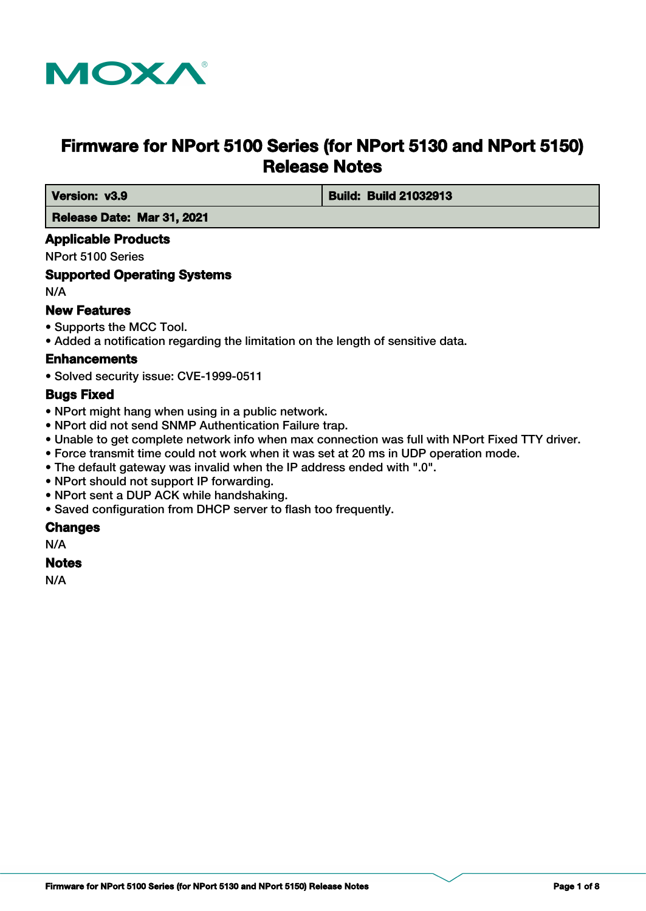# Firmware for NPort 5100 Series (for NPort 5130 and NPort 5150) Release Notes

| **Version: v3.9** | **Build: Build 21032913** |
| --- | --- |
| **Release Date: Mar 31, 2021** | |

## Applicable Products

NPort 5100 Series

## Supported Operating Systems

N/A

## New Features

- Supports the MCC Tool.
- Added a notification regarding the limitation on the length of sensitive data.

## Enhancements

- Solved security issue: CVE-1999-0511

## Bugs Fixed

- NPort might hang when using in a public network.
- NPort did not send SNMP Authentication Failure trap.
- Unable to get complete network info when max connection was full with NPort Fixed TTY driver.
- Force transmit time could not work when it was set at 20 ms in UDP operation mode.
- The default gateway was invalid when the IP address ended with ".0".
- NPort should not support IP forwarding.
- NPort sent a DUP ACK while handshaking.
- Saved configuration from DHCP server to flash too frequently.

## Changes

N/A

## Notes

N/A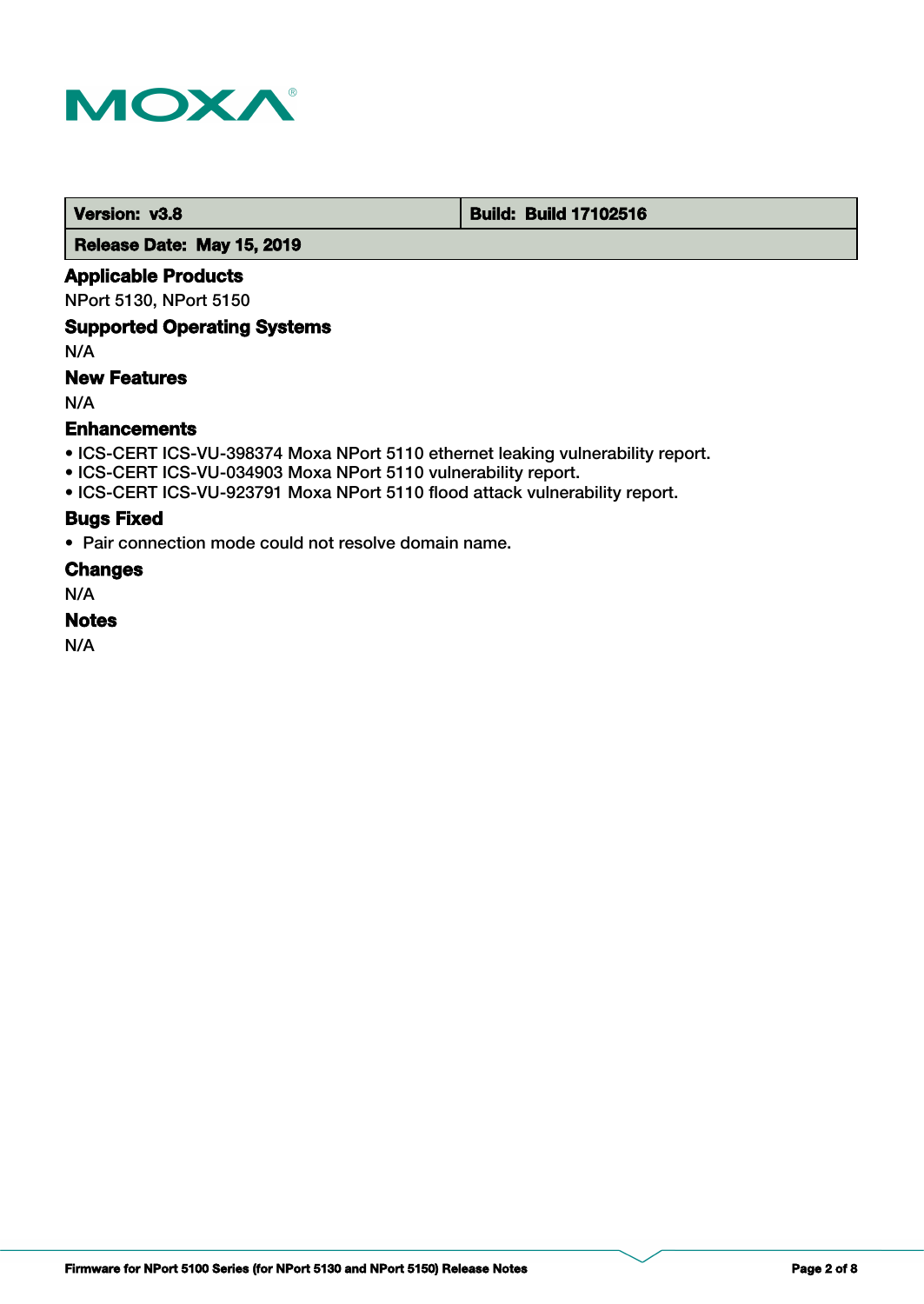| **Version: v3.8** | **Build: Build 17102516** |
| --- | --- |
| **Release Date: May 15, 2019** | |

### Applicable Products

NPort 5130, NPort 5150

### Supported Operating Systems

N/A

### New Features

N/A

### Enhancements

- ICS-CERT ICS-VU-398374 Moxa NPort 5110 ethernet leaking vulnerability report.
- ICS-CERT ICS-VU-034903 Moxa NPort 5110 vulnerability report.
- ICS-CERT ICS-VU-923791 Moxa NPort 5110 flood attack vulnerability report.

### Bugs Fixed

- Pair connection mode could not resolve domain name.

### Changes

N/A

### Notes

N/A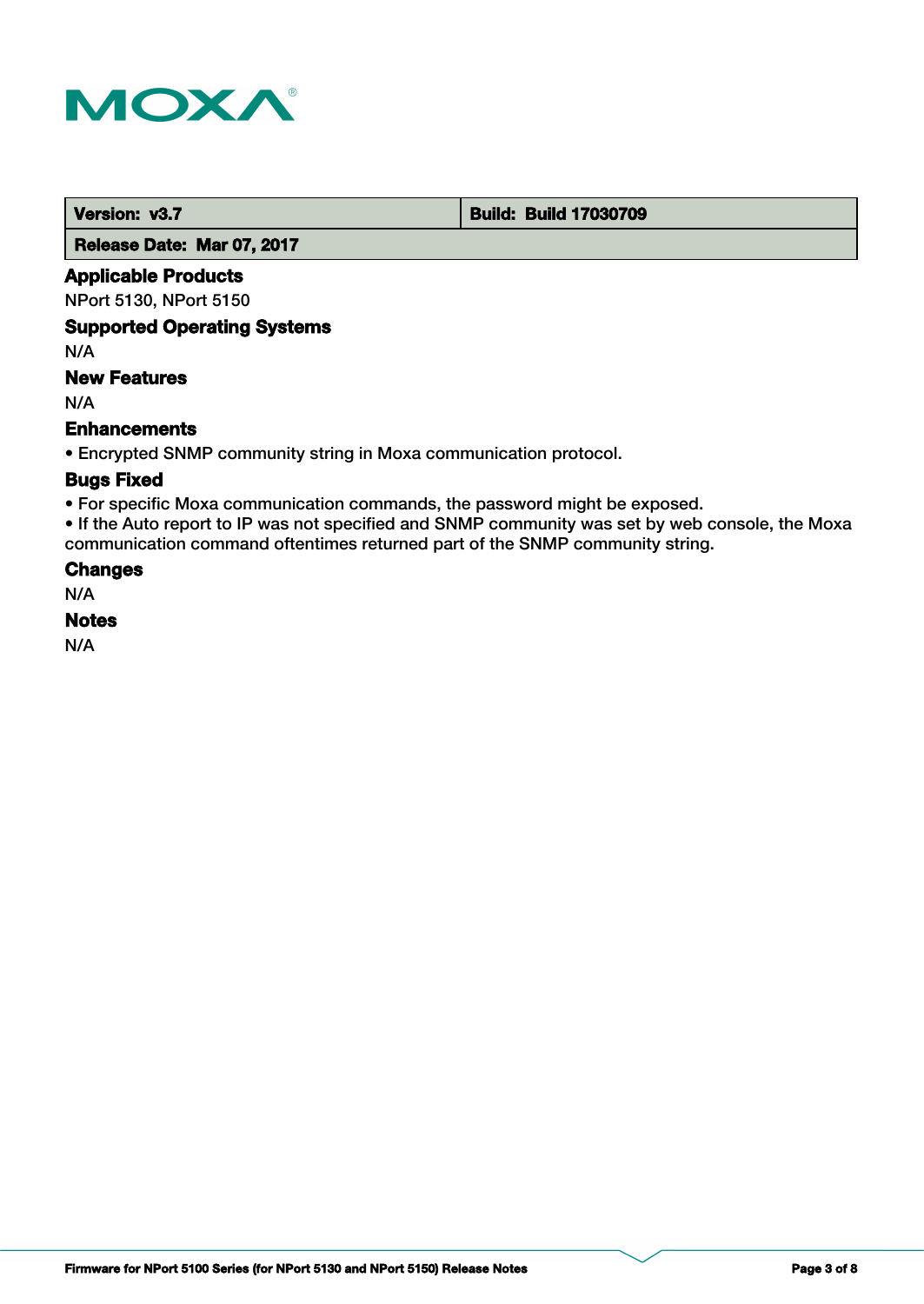| Version: v3.7 | Build: Build 17030709 |
| --- | --- |
| Release Date: Mar 07, 2017 | |

## Applicable Products

NPort 5130, NPort 5150

## Supported Operating Systems

N/A

## New Features

N/A

## Enhancements

- Encrypted SNMP community string in Moxa communication protocol.

## Bugs Fixed

- For specific Moxa communication commands, the password might be exposed.
- If the Auto report to IP was not specified and SNMP community was set by web console, the Moxa communication command oftentimes returned part of the SNMP community string.

## Changes

N/A

## Notes

N/A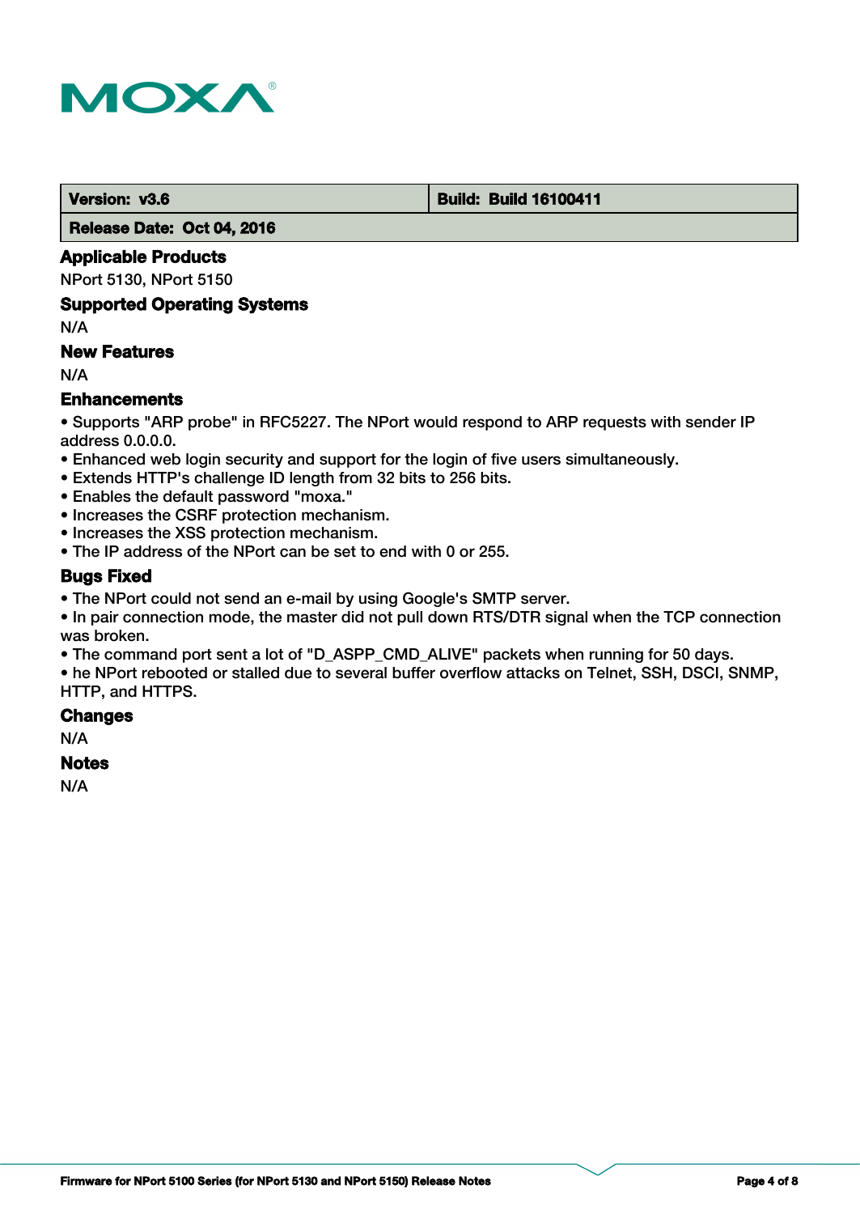| Version: v3.6 | Build: Build 16100411 |
| --- | --- |
| Release Date: Oct 04, 2016 | |

### Applicable Products

NPort 5130, NPort 5150

### Supported Operating Systems

N/A

### New Features

N/A

### Enhancements

- Supports "ARP probe" in RFC5227. The NPort would respond to ARP requests with sender IP address 0.0.0.0.
- Enhanced web login security and support for the login of five users simultaneously.
- Extends HTTP's challenge ID length from 32 bits to 256 bits.
- Enables the default password "moxa."
- Increases the CSRF protection mechanism.
- Increases the XSS protection mechanism.
- The IP address of the NPort can be set to end with 0 or 255.

### Bugs Fixed

- The NPort could not send an e-mail by using Google's SMTP server.
- In pair connection mode, the master did not pull down RTS/DTR signal when the TCP connection was broken.
- The command port sent a lot of "D_ASPP_CMD_ALIVE" packets when running for 50 days.
- he NPort rebooted or stalled due to several buffer overflow attacks on Telnet, SSH, DSCI, SNMP, HTTP, and HTTPS.

### Changes

N/A

### Notes

N/A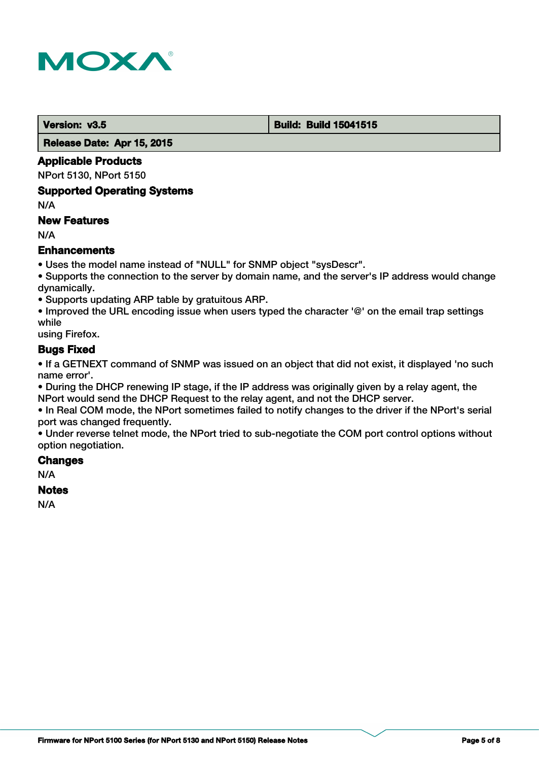| Version: v3.5 | Build: Build 15041515 |
|---|---|
| Release Date: Apr 15, 2015 | |

### Applicable Products

NPort 5130, NPort 5150

### Supported Operating Systems

N/A

### New Features

N/A

### Enhancements

- Uses the model name instead of "NULL" for SNMP object "sysDescr".
- Supports the connection to the server by domain name, and the server's IP address would change dynamically.
- Supports updating ARP table by gratuitous ARP.
- Improved the URL encoding issue when users typed the character '@' on the email trap settings while
using Firefox.

### Bugs Fixed

- If a GETNEXT command of SNMP was issued on an object that did not exist, it displayed 'no such name error'.
- During the DHCP renewing IP stage, if the IP address was originally given by a relay agent, the NPort would send the DHCP Request to the relay agent, and not the DHCP server.
- In Real COM mode, the NPort sometimes failed to notify changes to the driver if the NPort's serial port was changed frequently.
- Under reverse telnet mode, the NPort tried to sub-negotiate the COM port control options without option negotiation.

### Changes

N/A

### Notes

N/A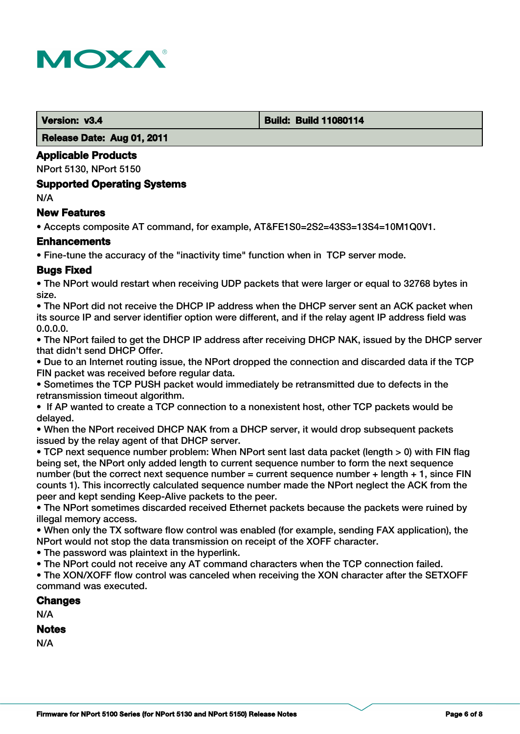| Version: v3.4 | Build: Build 11080114 |
| --- | --- |
| Release Date: Aug 01, 2011 | |

### Applicable Products

NPort 5130, NPort 5150

### Supported Operating Systems

N/A

### New Features

- Accepts composite AT command, for example, AT&FE1S0=2S2=43S3=13S4=10M1Q0V1.

### Enhancements

- Fine-tune the accuracy of the "inactivity time" function when in TCP server mode.

### Bugs Fixed

- The NPort would restart when receiving UDP packets that were larger or equal to 32768 bytes in size.
- The NPort did not receive the DHCP IP address when the DHCP server sent an ACK packet when its source IP and server identifier option were different, and if the relay agent IP address field was 0.0.0.0.
- The NPort failed to get the DHCP IP address after receiving DHCP NAK, issued by the DHCP server that didn't send DHCP Offer.
- Due to an Internet routing issue, the NPort dropped the connection and discarded data if the TCP FIN packet was received before regular data.
- Sometimes the TCP PUSH packet would immediately be retransmitted due to defects in the retransmission timeout algorithm.
- If AP wanted to create a TCP connection to a nonexistent host, other TCP packets would be delayed.
- When the NPort received DHCP NAK from a DHCP server, it would drop subsequent packets issued by the relay agent of that DHCP server.
- TCP next sequence number problem: When NPort sent last data packet (length > 0) with FIN flag being set, the NPort only added length to current sequence number to form the next sequence number (but the correct next sequence number = current sequence number + length + 1, since FIN counts 1). This incorrectly calculated sequence number made the NPort neglect the ACK from the peer and kept sending Keep-Alive packets to the peer.
- The NPort sometimes discarded received Ethernet packets because the packets were ruined by illegal memory access.
- When only the TX software flow control was enabled (for example, sending FAX application), the NPort would not stop the data transmission on receipt of the XOFF character.
- The password was plaintext in the hyperlink.
- The NPort could not receive any AT command characters when the TCP connection failed.
- The XON/XOFF flow control was canceled when receiving the XON character after the SETXOFF command was executed.

### Changes

N/A

### Notes

N/A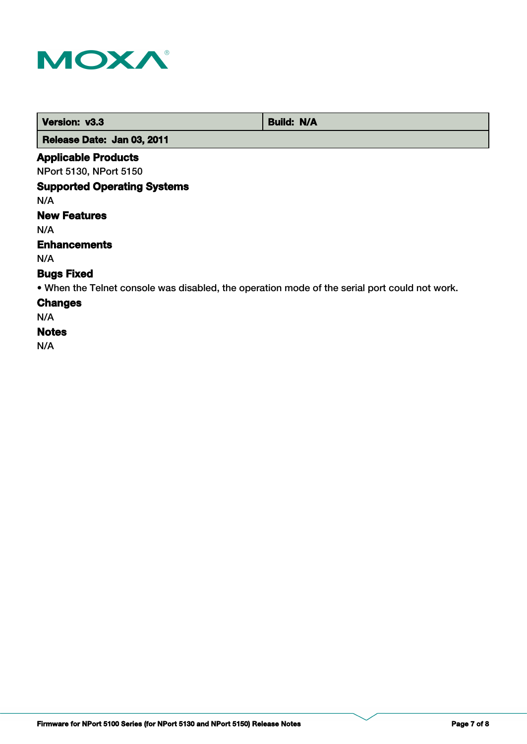| Version: v3.3 | Build: N/A |
|---|---|
| Release Date: Jan 03, 2011 | |

### Applicable Products

NPort 5130, NPort 5150

### Supported Operating Systems

N/A

### New Features

N/A

### Enhancements

N/A

### Bugs Fixed

- When the Telnet console was disabled, the operation mode of the serial port could not work.

### Changes

N/A

### Notes

N/A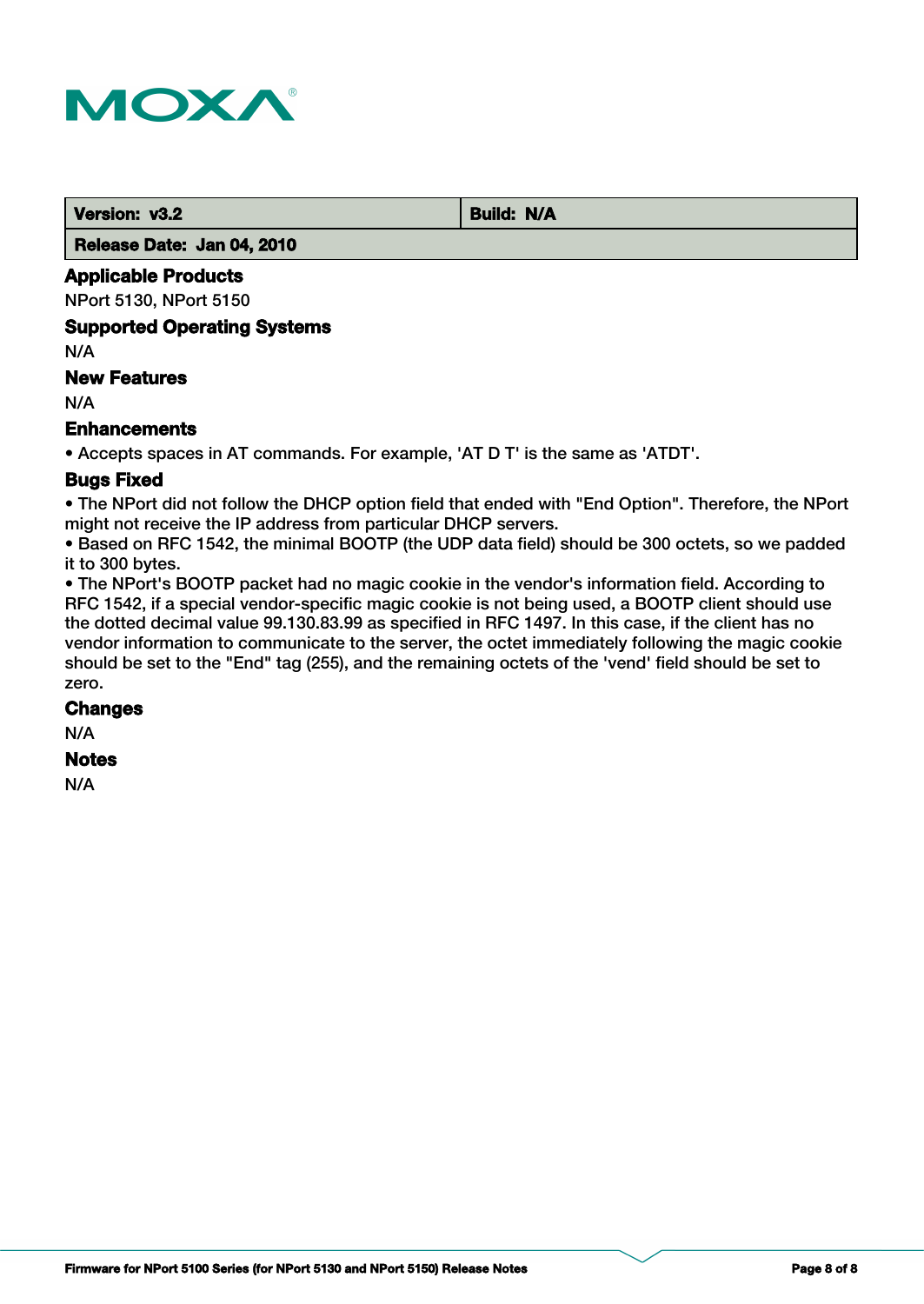| Version: v3.2 | Build: N/A |
| --- | --- |
| Release Date: Jan 04, 2010 | |

### Applicable Products

NPort 5130, NPort 5150

### Supported Operating Systems

N/A

### New Features

N/A

### Enhancements

• Accepts spaces in AT commands. For example, 'AT D T' is the same as 'ATDT'.

### Bugs Fixed

• The NPort did not follow the DHCP option field that ended with "End Option". Therefore, the NPort might not receive the IP address from particular DHCP servers.
• Based on RFC 1542, the minimal BOOTP (the UDP data field) should be 300 octets, so we padded it to 300 bytes.
• The NPort's BOOTP packet had no magic cookie in the vendor's information field. According to RFC 1542, if a special vendor-specific magic cookie is not being used, a BOOTP client should use the dotted decimal value 99.130.83.99 as specified in RFC 1497. In this case, if the client has no vendor information to communicate to the server, the octet immediately following the magic cookie should be set to the "End" tag (255), and the remaining octets of the 'vend' field should be set to zero.

### Changes

N/A

### Notes

N/A